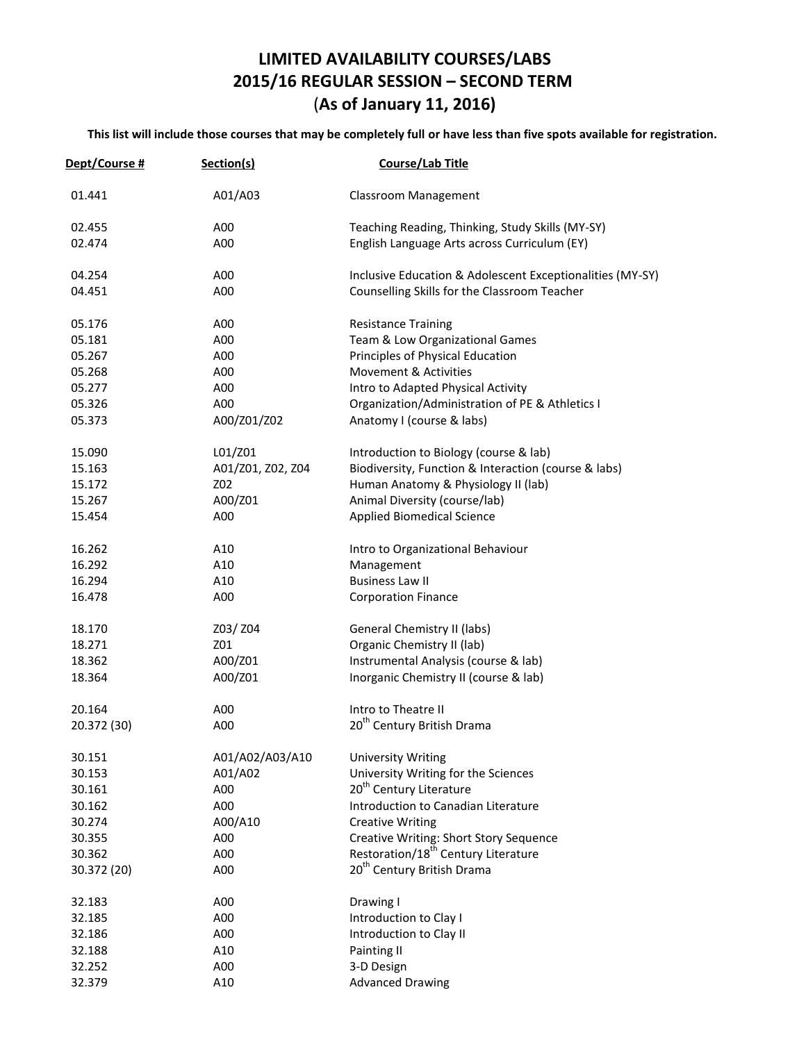# LIMITED AVAILABILITY COURSES/LABS
# 2015/16 REGULAR SESSION – SECOND TERM
# (As of January 11, 2016)

**This list will include those courses that may be completely full or have less than five spots available for registration.**

| Dept/Course # | Section(s) | Course/Lab Title |
|---|---|---|
| 01.441 | A01/A03 | Classroom Management |
| 02.455 | A00 | Teaching Reading, Thinking, Study Skills (MY-SY) |
| 02.474 | A00 | English Language Arts across Curriculum (EY) |
| 04.254 | A00 | Inclusive Education & Adolescent Exceptionalities (MY-SY) |
| 04.451 | A00 | Counselling Skills for the Classroom Teacher |
| 05.176 | A00 | Resistance Training |
| 05.181 | A00 | Team & Low Organizational Games |
| 05.267 | A00 | Principles of Physical Education |
| 05.268 | A00 | Movement & Activities |
| 05.277 | A00 | Intro to Adapted Physical Activity |
| 05.326 | A00 | Organization/Administration of PE & Athletics I |
| 05.373 | A00/Z01/Z02 | Anatomy I (course & labs) |
| 15.090 | L01/Z01 | Introduction to Biology (course & lab) |
| 15.163 | A01/Z01, Z02, Z04 | Biodiversity, Function & Interaction (course & labs) |
| 15.172 | Z02 | Human Anatomy & Physiology II (lab) |
| 15.267 | A00/Z01 | Animal Diversity (course/lab) |
| 15.454 | A00 | Applied Biomedical Science |
| 16.262 | A10 | Intro to Organizational Behaviour |
| 16.292 | A10 | Management |
| 16.294 | A10 | Business Law II |
| 16.478 | A00 | Corporation Finance |
| 18.170 | Z03/ Z04 | General Chemistry II (labs) |
| 18.271 | Z01 | Organic Chemistry II (lab) |
| 18.362 | A00/Z01 | Instrumental Analysis (course & lab) |
| 18.364 | A00/Z01 | Inorganic Chemistry II (course & lab) |
| 20.164 | A00 | Intro to Theatre II |
| 20.372 (30) | A00 | 20th Century British Drama |
| 30.151 | A01/A02/A03/A10 | University Writing |
| 30.153 | A01/A02 | University Writing for the Sciences |
| 30.161 | A00 | 20th Century Literature |
| 30.162 | A00 | Introduction to Canadian Literature |
| 30.274 | A00/A10 | Creative Writing |
| 30.355 | A00 | Creative Writing: Short Story Sequence |
| 30.362 | A00 | Restoration/18th Century Literature |
| 30.372 (20) | A00 | 20th Century British Drama |
| 32.183 | A00 | Drawing I |
| 32.185 | A00 | Introduction to Clay I |
| 32.186 | A00 | Introduction to Clay II |
| 32.188 | A10 | Painting II |
| 32.252 | A00 | 3-D Design |
| 32.379 | A10 | Advanced Drawing |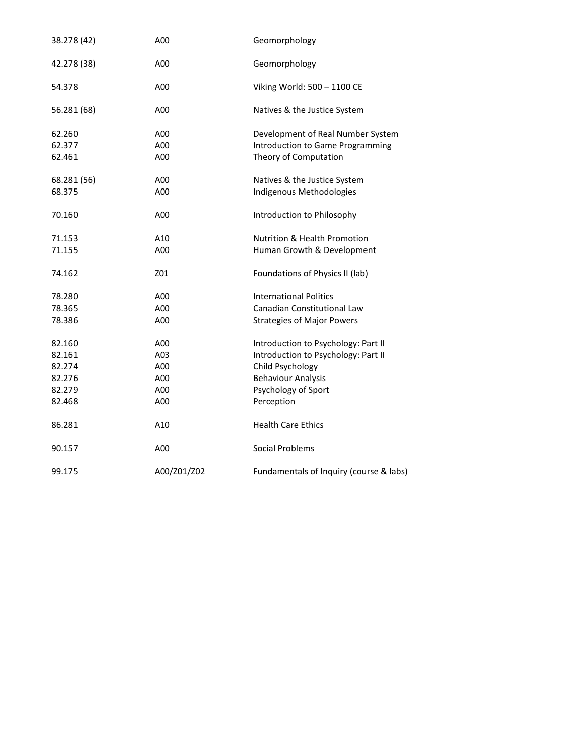| | | |
|---|---|---|
| 38.278 (42) | A00 | Geomorphology |
| 42.278 (38) | A00 | Geomorphology |
| 54.378 | A00 | Viking World: 500 – 1100 CE |
| 56.281 (68) | A00 | Natives & the Justice System |
| 62.260 | A00 | Development of Real Number System |
| 62.377 | A00 | Introduction to Game Programming |
| 62.461 | A00 | Theory of Computation |
| 68.281 (56) | A00 | Natives & the Justice System |
| 68.375 | A00 | Indigenous Methodologies |
| 70.160 | A00 | Introduction to Philosophy |
| 71.153 | A10 | Nutrition & Health Promotion |
| 71.155 | A00 | Human Growth & Development |
| 74.162 | Z01 | Foundations of Physics II (lab) |
| 78.280 | A00 | International Politics |
| 78.365 | A00 | Canadian Constitutional Law |
| 78.386 | A00 | Strategies of Major Powers |
| 82.160 | A00 | Introduction to Psychology: Part II |
| 82.161 | A03 | Introduction to Psychology: Part II |
| 82.274 | A00 | Child Psychology |
| 82.276 | A00 | Behaviour Analysis |
| 82.279 | A00 | Psychology of Sport |
| 82.468 | A00 | Perception |
| 86.281 | A10 | Health Care Ethics |
| 90.157 | A00 | Social Problems |
| 99.175 | A00/Z01/Z02 | Fundamentals of Inquiry (course & labs) |